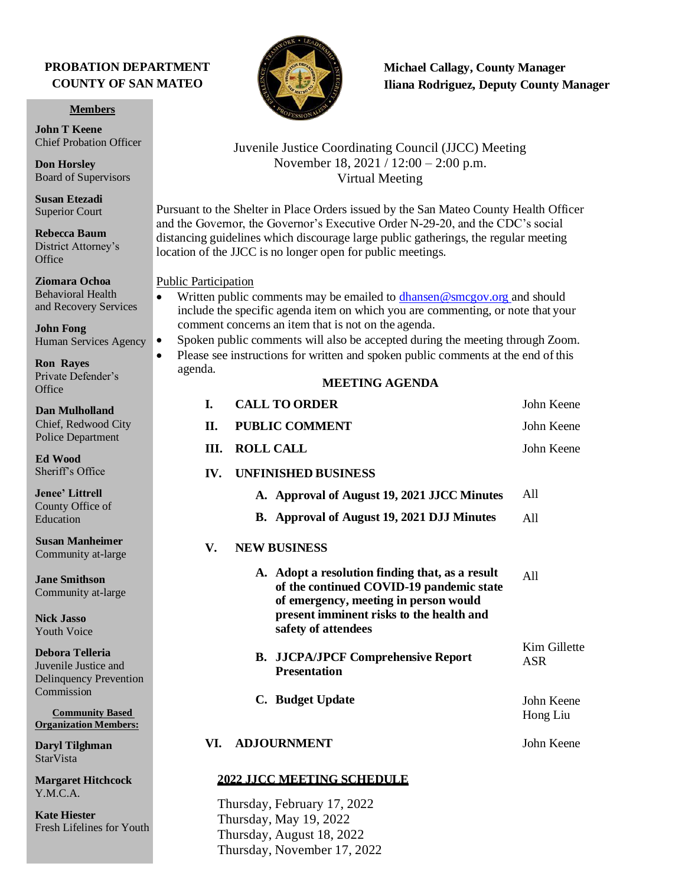**PROBATION DEPARTMENT**
**COUNTY OF SAN MATEO**

**Michael Callagy, County Manager**
**Iliana Rodriguez, Deputy County Manager**

**Members**

**John T Keene**
Chief Probation Officer

**Don Horsley**
Board of Supervisors

**Susan Etezadi**
Superior Court

**Rebecca Baum**
District Attorney's Office

**Ziomara Ochoa**
Behavioral Health and Recovery Services

**John Fong**
Human Services Agency

**Ron Rayes**
Private Defender's Office

**Dan Mulholland**
Chief, Redwood City Police Department

**Ed Wood**
Sheriff's Office

**Jenee' Littrell**
County Office of Education

**Susan Manheimer**
Community at-large

**Jane Smithson**
Community at-large

**Nick Jasso**
Youth Voice

**Debora Telleria**
Juvenile Justice and Delinquency Prevention Commission

**Community Based Organization Members:**

**Daryl Tilghman**
StarVista

**Margaret Hitchcock**
Y.M.C.A.

**Kate Hiester**
Fresh Lifelines for Youth

Juvenile Justice Coordinating Council (JJCC) Meeting
November 18, 2021 / 12:00 – 2:00 p.m.
Virtual Meeting

Pursuant to the Shelter in Place Orders issued by the San Mateo County Health Officer and the Governor, the Governor's Executive Order N-29-20, and the CDC's social distancing guidelines which discourage large public gatherings, the regular meeting location of the JJCC is no longer open for public meetings.

Public Participation

- Written public comments may be emailed to dhansen@smcgov.org and should include the specific agenda item on which you are commenting, or note that your comment concerns an item that is not on the agenda.
- Spoken public comments will also be accepted during the meeting through Zoom.
- Please see instructions for written and spoken public comments at the end of this agenda.

**MEETING AGENDA**

| | | |
|---|---|---|
| **I.** | **CALL TO ORDER** | John Keene |
| **II.** | **PUBLIC COMMENT** | John Keene |
| **III.** | **ROLL CALL** | John Keene |
| **IV.** | **UNFINISHED BUSINESS** | |
| | **A. Approval of August 19, 2021 JJCC Minutes** | All |
| | **B. Approval of August 19, 2021 DJJ Minutes** | All |
| **V.** | **NEW BUSINESS** | |
| | **A. Adopt a resolution finding that, as a result of the continued COVID-19 pandemic state of emergency, meeting in person would present imminent risks to the health and safety of attendees** | All |
| | **B. JJCPA/JPCF Comprehensive Report Presentation** | Kim Gillette ASR |
| | **C. Budget Update** | John Keene Hong Liu |
| **VI.** | **ADJOURNMENT** | John Keene |

**2022 JJCC MEETING SCHEDULE**

Thursday, February 17, 2022
Thursday, May 19, 2022
Thursday, August 18, 2022
Thursday, November 17, 2022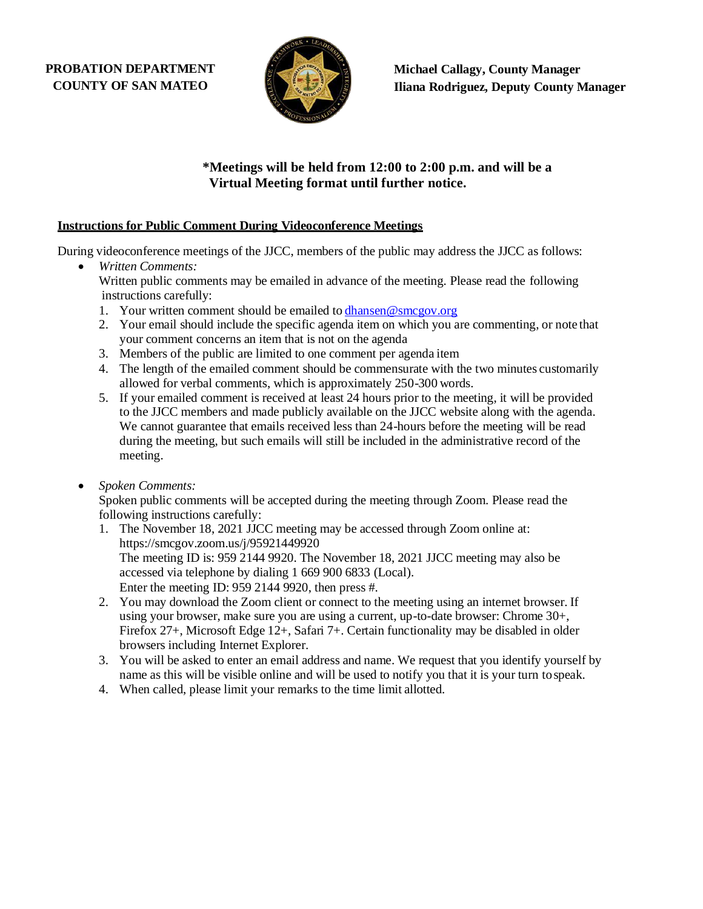**PROBATION DEPARTMENT**
**COUNTY OF SAN MATEO**

**Michael Callagy, County Manager**
**Iliana Rodriguez, Deputy County Manager**

**\*Meetings will be held from 12:00 to 2:00 p.m. and will be a Virtual Meeting format until further notice.**

**<u>Instructions for Public Comment During Videoconference Meetings</u>**

During videoconference meetings of the JJCC, members of the public may address the JJCC as follows:

- *Written Comments:*
  Written public comments may be emailed in advance of the meeting. Please read the following instructions carefully:
  1. Your written comment should be emailed to [dhansen@smcgov.org](mailto:dhansen@smcgov.org)
  2. Your email should include the specific agenda item on which you are commenting, or note that your comment concerns an item that is not on the agenda
  3. Members of the public are limited to one comment per agenda item
  4. The length of the emailed comment should be commensurate with the two minutes customarily allowed for verbal comments, which is approximately 250-300 words.
  5. If your emailed comment is received at least 24 hours prior to the meeting, it will be provided to the JJCC members and made publicly available on the JJCC website along with the agenda. We cannot guarantee that emails received less than 24-hours before the meeting will be read during the meeting, but such emails will still be included in the administrative record of the meeting.

- *Spoken Comments:*
  Spoken public comments will be accepted during the meeting through Zoom. Please read the following instructions carefully:
  1. The November 18, 2021 JJCC meeting may be accessed through Zoom online at: https://smcgov.zoom.us/j/95921449920
     The meeting ID is: 959 2144 9920. The November 18, 2021 JJCC meeting may also be accessed via telephone by dialing 1 669 900 6833 (Local).
     Enter the meeting ID: 959 2144 9920, then press #.
  2. You may download the Zoom client or connect to the meeting using an internet browser. If using your browser, make sure you are using a current, up-to-date browser: Chrome 30+, Firefox 27+, Microsoft Edge 12+, Safari 7+. Certain functionality may be disabled in older browsers including Internet Explorer.
  3. You will be asked to enter an email address and name. We request that you identify yourself by name as this will be visible online and will be used to notify you that it is your turn to speak.
  4. When called, please limit your remarks to the time limit allotted.